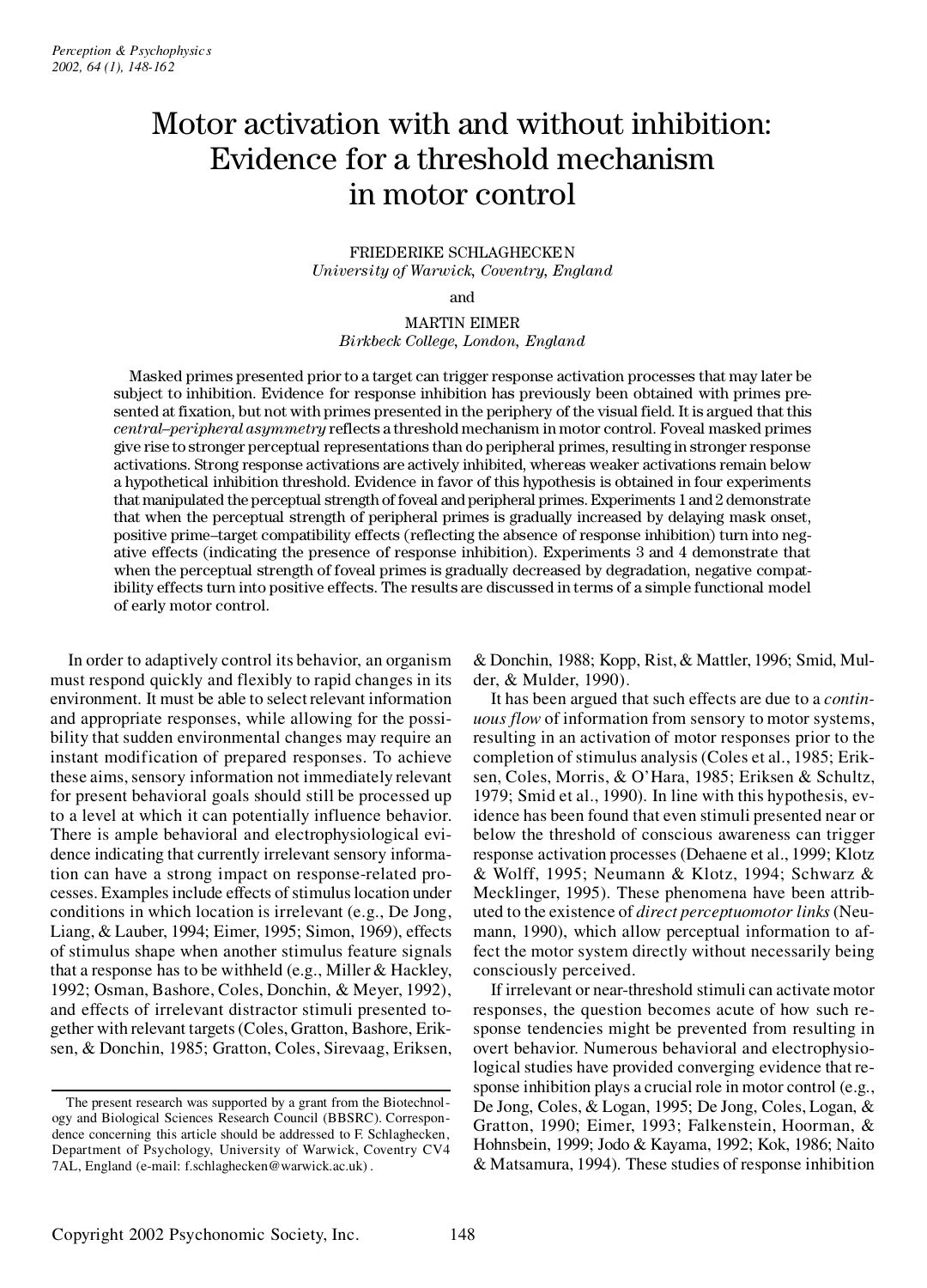# Motor activation with and without inhibition: Evidence for a threshold mechanism in motor control

FRIEDERIKE SCHLAGHECKEN
*University of Warwick, Coventry, England*

and

MARTIN EIMER
*Birkbeck College, London, England*

Masked primes presented prior to a target can trigger response activation processes that may later be subject to inhibition. Evidence for response inhibition has previously been obtained with primes presented at fixation, but not with primes presented in the periphery of the visual field. It is argued that this *central–peripheral asymmetry* reflects a threshold mechanism in motor control. Foveal masked primes give rise to stronger perceptual representations than do peripheral primes, resulting in stronger response activations. Strong response activations are actively inhibited, whereas weaker activations remain below a hypothetical inhibition threshold. Evidence in favor of this hypothesis is obtained in four experiments that manipulated the perceptual strength of foveal and peripheral primes. Experiments 1 and 2 demonstrate that when the perceptual strength of peripheral primes is gradually increased by delaying mask onset, positive prime–target compatibility effects (reflecting the absence of response inhibition) turn into negative effects (indicating the presence of response inhibition). Experiments 3 and 4 demonstrate that when the perceptual strength of foveal primes is gradually decreased by degradation, negative compatibility effects turn into positive effects. The results are discussed in terms of a simple functional model of early motor control.

In order to adaptively control its behavior, an organism must respond quickly and flexibly to rapid changes in its environment. It must be able to select relevant information and appropriate responses, while allowing for the possibility that sudden environmental changes may require an instant modification of prepared responses. To achieve these aims, sensory information not immediately relevant for present behavioral goals should still be processed up to a level at which it can potentially influence behavior. There is ample behavioral and electrophysiological evidence indicating that currently irrelevant sensory information can have a strong impact on response-related processes. Examples include effects of stimulus location under conditions in which location is irrelevant (e.g., De Jong, Liang, & Lauber, 1994; Eimer, 1995; Simon, 1969), effects of stimulus shape when another stimulus feature signals that a response has to be withheld (e.g., Miller & Hackley, 1992; Osman, Bashore, Coles, Donchin, & Meyer, 1992), and effects of irrelevant distractor stimuli presented together with relevant targets (Coles, Gratton, Bashore, Eriksen, & Donchin, 1985; Gratton, Coles, Sirevaag, Eriksen, & Donchin, 1988; Kopp, Rist, & Mattler, 1996; Smid, Mulder, & Mulder, 1990).

It has been argued that such effects are due to a *continuous flow* of information from sensory to motor systems, resulting in an activation of motor responses prior to the completion of stimulus analysis (Coles et al., 1985; Eriksen, Coles, Morris, & O'Hara, 1985; Eriksen & Schultz, 1979; Smid et al., 1990). In line with this hypothesis, evidence has been found that even stimuli presented near or below the threshold of conscious awareness can trigger response activation processes (Dehaene et al., 1999; Klotz & Wolff, 1995; Neumann & Klotz, 1994; Schwarz & Mecklinger, 1995). These phenomena have been attributed to the existence of *direct perceptuomotor links* (Neumann, 1990), which allow perceptual information to affect the motor system directly without necessarily being consciously perceived.

If irrelevant or near-threshold stimuli can activate motor responses, the question becomes acute of how such response tendencies might be prevented from resulting in overt behavior. Numerous behavioral and electrophysiological studies have provided converging evidence that response inhibition plays a crucial role in motor control (e.g., De Jong, Coles, & Logan, 1995; De Jong, Coles, Logan, & Gratton, 1990; Eimer, 1993; Falkenstein, Hoorman, & Hohnsbein, 1999; Jodo & Kayama, 1992; Kok, 1986; Naito & Matsamura, 1994). These studies of response inhibition

The present research was supported by a grant from the Biotechnology and Biological Sciences Research Council (BBSRC). Correspondence concerning this article should be addressed to F. Schlaghecken, Department of Psychology, University of Warwick, Coventry CV4 7AL, England (e-mail: f.schlaghecken@warwick.ac.uk).

Copyright 2002 Psychonomic Society, Inc.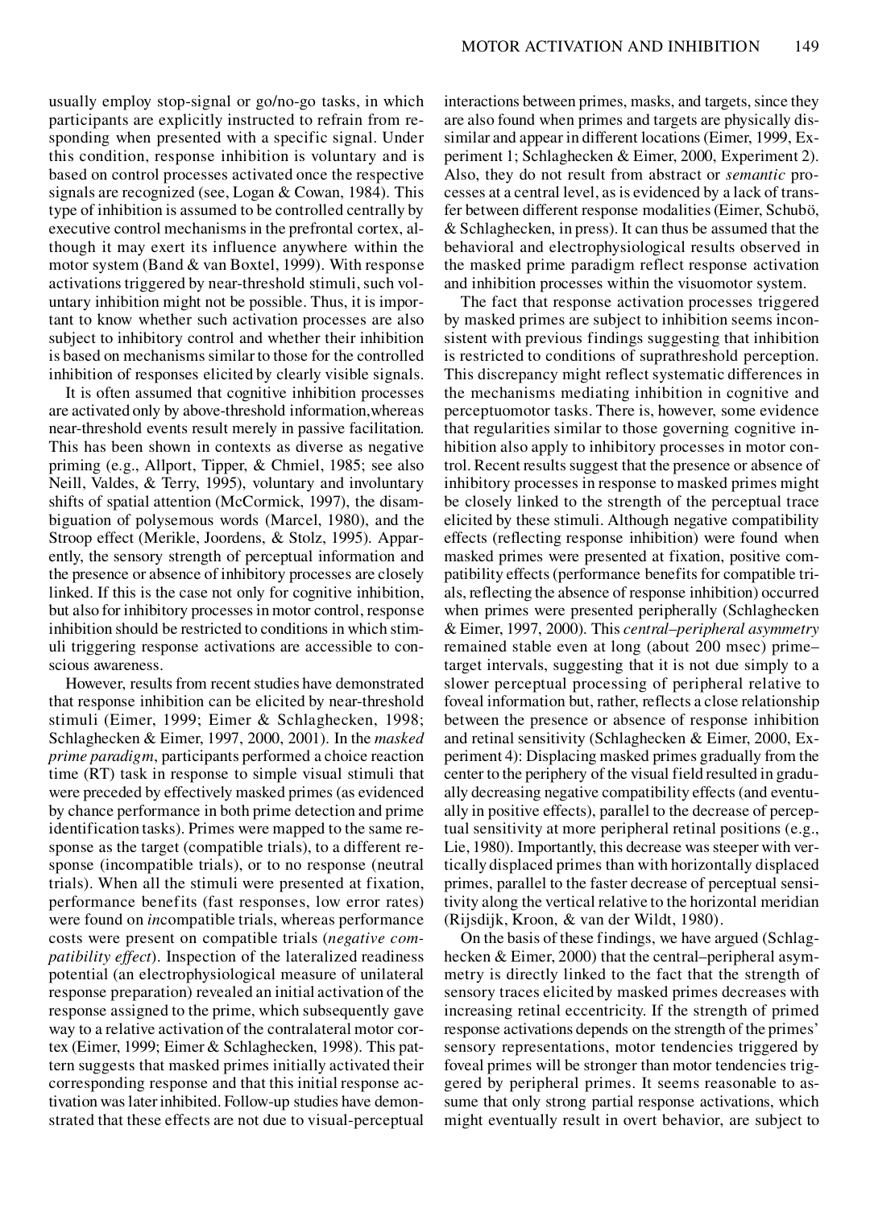usually employ stop-signal or go/no-go tasks, in which participants are explicitly instructed to refrain from responding when presented with a specific signal. Under this condition, response inhibition is voluntary and is based on control processes activated once the respective signals are recognized (see, Logan & Cowan, 1984). This type of inhibition is assumed to be controlled centrally by executive control mechanisms in the prefrontal cortex, although it may exert its influence anywhere within the motor system (Band & van Boxtel, 1999). With response activations triggered by near-threshold stimuli, such voluntary inhibition might not be possible. Thus, it is important to know whether such activation processes are also subject to inhibitory control and whether their inhibition is based on mechanisms similar to those for the controlled inhibition of responses elicited by clearly visible signals.

It is often assumed that cognitive inhibition processes are activated only by above-threshold information, whereas near-threshold events result merely in passive facilitation. This has been shown in contexts as diverse as negative priming (e.g., Allport, Tipper, & Chmiel, 1985; see also Neill, Valdes, & Terry, 1995), voluntary and involuntary shifts of spatial attention (McCormick, 1997), the disambiguation of polysemous words (Marcel, 1980), and the Stroop effect (Merikle, Joordens, & Stolz, 1995). Apparently, the sensory strength of perceptual information and the presence or absence of inhibitory processes are closely linked. If this is the case not only for cognitive inhibition, but also for inhibitory processes in motor control, response inhibition should be restricted to conditions in which stimuli triggering response activations are accessible to conscious awareness.

However, results from recent studies have demonstrated that response inhibition can be elicited by near-threshold stimuli (Eimer, 1999; Eimer & Schlaghecken, 1998; Schlaghecken & Eimer, 1997, 2000, 2001). In the *masked prime paradigm*, participants performed a choice reaction time (RT) task in response to simple visual stimuli that were preceded by effectively masked primes (as evidenced by chance performance in both prime detection and prime identification tasks). Primes were mapped to the same response as the target (compatible trials), to a different response (incompatible trials), or to no response (neutral trials). When all the stimuli were presented at fixation, performance benefits (fast responses, low error rates) were found on *in*compatible trials, whereas performance costs were present on compatible trials (*negative compatibility effect*). Inspection of the lateralized readiness potential (an electrophysiological measure of unilateral response preparation) revealed an initial activation of the response assigned to the prime, which subsequently gave way to a relative activation of the contralateral motor cortex (Eimer, 1999; Eimer & Schlaghecken, 1998). This pattern suggests that masked primes initially activated their corresponding response and that this initial response activation was later inhibited. Follow-up studies have demonstrated that these effects are not due to visual-perceptual interactions between primes, masks, and targets, since they are also found when primes and targets are physically dissimilar and appear in different locations (Eimer, 1999, Experiment 1; Schlaghecken & Eimer, 2000, Experiment 2). Also, they do not result from abstract or *semantic* processes at a central level, as is evidenced by a lack of transfer between different response modalities (Eimer, Schubö, & Schlaghecken, in press). It can thus be assumed that the behavioral and electrophysiological results observed in the masked prime paradigm reflect response activation and inhibition processes within the visuomotor system.

The fact that response activation processes triggered by masked primes are subject to inhibition seems inconsistent with previous findings suggesting that inhibition is restricted to conditions of suprathreshold perception. This discrepancy might reflect systematic differences in the mechanisms mediating inhibition in cognitive and perceptuomotor tasks. There is, however, some evidence that regularities similar to those governing cognitive inhibition also apply to inhibitory processes in motor control. Recent results suggest that the presence or absence of inhibitory processes in response to masked primes might be closely linked to the strength of the perceptual trace elicited by these stimuli. Although negative compatibility effects (reflecting response inhibition) were found when masked primes were presented at fixation, positive compatibility effects (performance benefits for compatible trials, reflecting the absence of response inhibition) occurred when primes were presented peripherally (Schlaghecken & Eimer, 1997, 2000). This *central–peripheral asymmetry* remained stable even at long (about 200 msec) prime–target intervals, suggesting that it is not due simply to a slower perceptual processing of peripheral relative to foveal information but, rather, reflects a close relationship between the presence or absence of response inhibition and retinal sensitivity (Schlaghecken & Eimer, 2000, Experiment 4): Displacing masked primes gradually from the center to the periphery of the visual field resulted in gradually decreasing negative compatibility effects (and eventually in positive effects), parallel to the decrease of perceptual sensitivity at more peripheral retinal positions (e.g., Lie, 1980). Importantly, this decrease was steeper with vertically displaced primes than with horizontally displaced primes, parallel to the faster decrease of perceptual sensitivity along the vertical relative to the horizontal meridian (Rijsdijk, Kroon, & van der Wildt, 1980).

On the basis of these findings, we have argued (Schlaghecken & Eimer, 2000) that the central–peripheral asymmetry is directly linked to the fact that the strength of sensory traces elicited by masked primes decreases with increasing retinal eccentricity. If the strength of primed response activations depends on the strength of the primes' sensory representations, motor tendencies triggered by foveal primes will be stronger than motor tendencies triggered by peripheral primes. It seems reasonable to assume that only strong partial response activations, which might eventually result in overt behavior, are subject to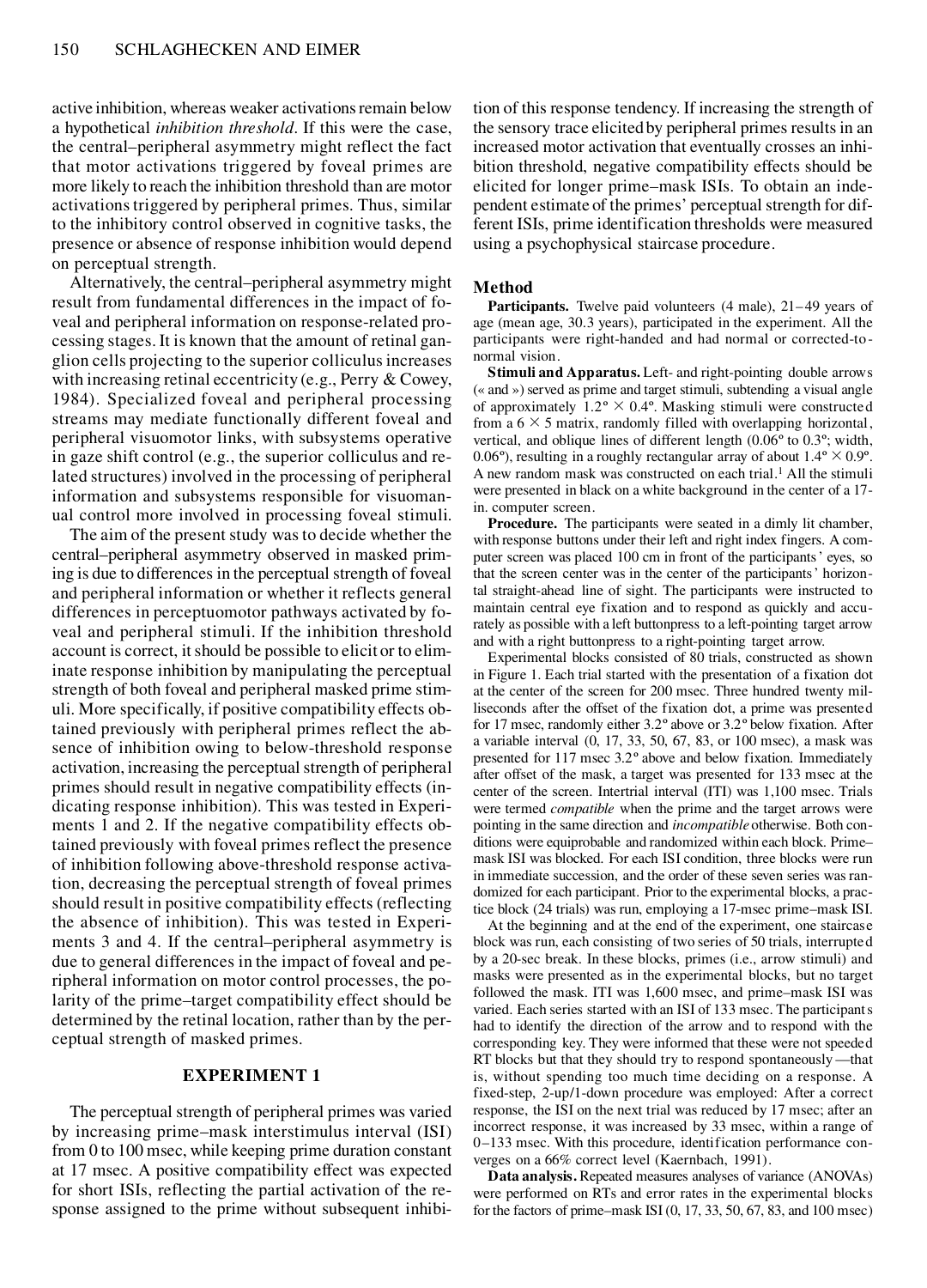active inhibition, whereas weaker activations remain below a hypothetical *inhibition threshold*. If this were the case, the central–peripheral asymmetry might reflect the fact that motor activations triggered by foveal primes are more likely to reach the inhibition threshold than are motor activations triggered by peripheral primes. Thus, similar to the inhibitory control observed in cognitive tasks, the presence or absence of response inhibition would depend on perceptual strength.

Alternatively, the central–peripheral asymmetry might result from fundamental differences in the impact of foveal and peripheral information on response-related processing stages. It is known that the amount of retinal ganglion cells projecting to the superior colliculus increases with increasing retinal eccentricity (e.g., Perry & Cowey, 1984). Specialized foveal and peripheral processing streams may mediate functionally different foveal and peripheral visuomotor links, with subsystems operative in gaze shift control (e.g., the superior colliculus and related structures) involved in the processing of peripheral information and subsystems responsible for visuomanual control more involved in processing foveal stimuli.

The aim of the present study was to decide whether the central–peripheral asymmetry observed in masked priming is due to differences in the perceptual strength of foveal and peripheral information or whether it reflects general differences in perceptuomotor pathways activated by foveal and peripheral stimuli. If the inhibition threshold account is correct, it should be possible to elicit or to eliminate response inhibition by manipulating the perceptual strength of both foveal and peripheral masked prime stimuli. More specifically, if positive compatibility effects obtained previously with peripheral primes reflect the absence of inhibition owing to below-threshold response activation, increasing the perceptual strength of peripheral primes should result in negative compatibility effects (indicating response inhibition). This was tested in Experiments 1 and 2. If the negative compatibility effects obtained previously with foveal primes reflect the presence of inhibition following above-threshold response activation, decreasing the perceptual strength of foveal primes should result in positive compatibility effects (reflecting the absence of inhibition). This was tested in Experiments 3 and 4. If the central–peripheral asymmetry is due to general differences in the impact of foveal and peripheral information on motor control processes, the polarity of the prime–target compatibility effect should be determined by the retinal location, rather than by the perceptual strength of masked primes.

## EXPERIMENT 1

The perceptual strength of peripheral primes was varied by increasing prime–mask interstimulus interval (ISI) from 0 to 100 msec, while keeping prime duration constant at 17 msec. A positive compatibility effect was expected for short ISIs, reflecting the partial activation of the response assigned to the prime without subsequent inhibition of this response tendency. If increasing the strength of the sensory trace elicited by peripheral primes results in an increased motor activation that eventually crosses an inhibition threshold, negative compatibility effects should be elicited for longer prime–mask ISIs. To obtain an independent estimate of the primes' perceptual strength for different ISIs, prime identification thresholds were measured using a psychophysical staircase procedure.

### Method

**Participants.** Twelve paid volunteers (4 male), 21–49 years of age (mean age, 30.3 years), participated in the experiment. All the participants were right-handed and had normal or corrected-to-normal vision.

**Stimuli and Apparatus.** Left- and right-pointing double arrows (« and ») served as prime and target stimuli, subtending a visual angle of approximately 1.2° × 0.4°. Masking stimuli were constructed from a 6 × 5 matrix, randomly filled with overlapping horizontal, vertical, and oblique lines of different length (0.06° to 0.3°; width, 0.06°), resulting in a roughly rectangular array of about 1.4° × 0.9°. A new random mask was constructed on each trial.[1] All the stimuli were presented in black on a white background in the center of a 17-in. computer screen.

**Procedure.** The participants were seated in a dimly lit chamber, with response buttons under their left and right index fingers. A computer screen was placed 100 cm in front of the participants' eyes, so that the screen center was in the center of the participants' horizontal straight-ahead line of sight. The participants were instructed to maintain central eye fixation and to respond as quickly and accurately as possible with a left buttonpress to a left-pointing target arrow and with a right buttonpress to a right-pointing target arrow.

Experimental blocks consisted of 80 trials, constructed as shown in Figure 1. Each trial started with the presentation of a fixation dot at the center of the screen for 200 msec. Three hundred twenty milliseconds after the offset of the fixation dot, a prime was presented for 17 msec, randomly either 3.2° above or 3.2° below fixation. After a variable interval (0, 17, 33, 50, 67, 83, or 100 msec), a mask was presented for 117 msec 3.2° above and below fixation. Immediately after offset of the mask, a target was presented for 133 msec at the center of the screen. Intertrial interval (ITI) was 1,100 msec. Trials were termed *compatible* when the prime and the target arrows were pointing in the same direction and *incompatible* otherwise. Both conditions were equiprobable and randomized within each block. Prime–mask ISI was blocked. For each ISI condition, three blocks were run in immediate succession, and the order of these seven series was randomized for each participant. Prior to the experimental blocks, a practice block (24 trials) was run, employing a 17-msec prime–mask ISI.

At the beginning and at the end of the experiment, one staircase block was run, each consisting of two series of 50 trials, interrupted by a 20-sec break. In these blocks, primes (i.e., arrow stimuli) and masks were presented as in the experimental blocks, but no target followed the mask. ITI was 1,600 msec, and prime–mask ISI was varied. Each series started with an ISI of 133 msec. The participants had to identify the direction of the arrow and to respond with the corresponding key. They were informed that these were not speeded RT blocks but that they should try to respond spontaneously—that is, without spending too much time deciding on a response. A fixed-step, 2-up/1-down procedure was employed: After a correct response, the ISI on the next trial was reduced by 17 msec; after an incorrect response, it was increased by 33 msec, within a range of 0–133 msec. With this procedure, identification performance converges on a 66% correct level (Kaernbach, 1991).

**Data analysis.** Repeated measures analyses of variance (ANOVAs) were performed on RTs and error rates in the experimental blocks for the factors of prime–mask ISI (0, 17, 33, 50, 67, 83, and 100 msec)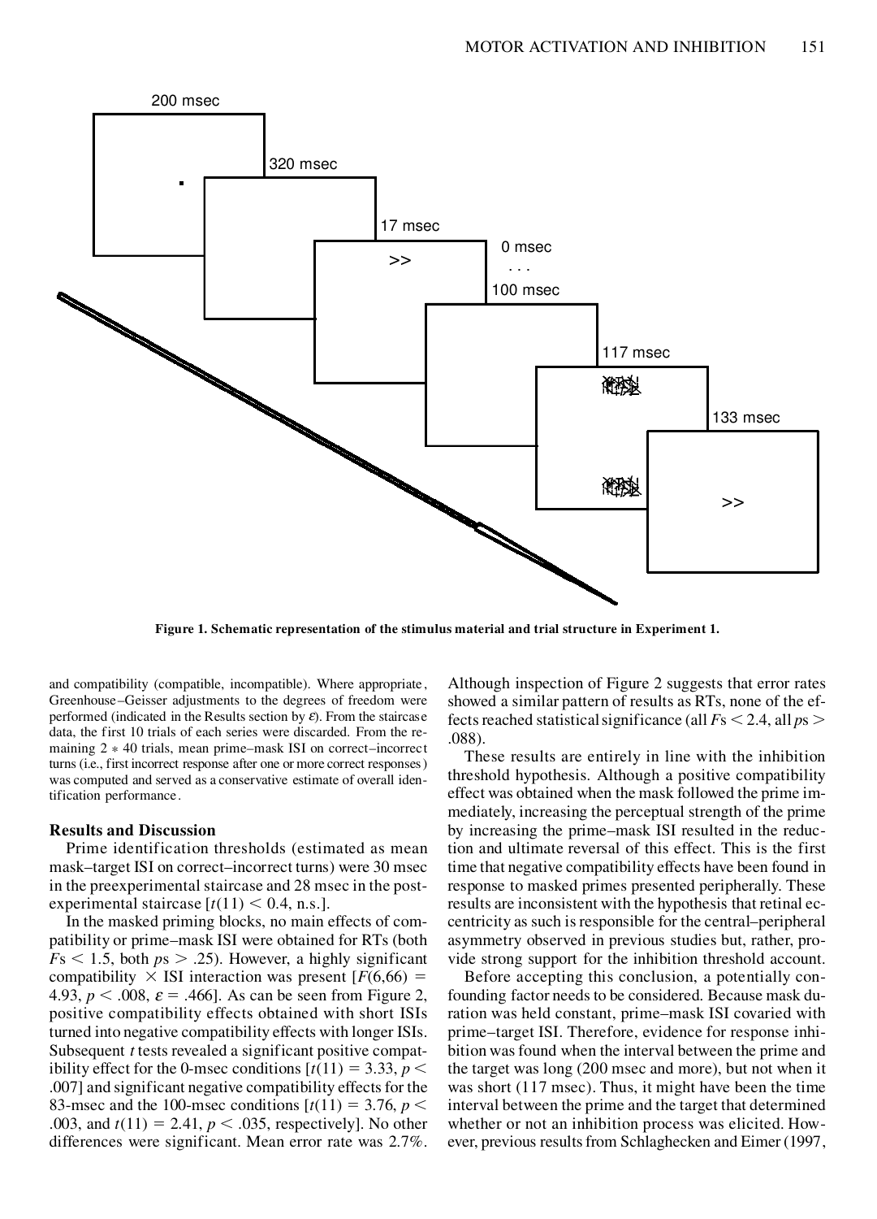**Figure 1. Schematic representation of the stimulus material and trial structure in Experiment 1.**

and compatibility (compatible, incompatible). Where appropriate, Greenhouse–Geisser adjustments to the degrees of freedom were performed (indicated in the Results section by $\varepsilon$). From the staircase data, the first 10 trials of each series were discarded. From the remaining 2 * 40 trials, mean prime–mask ISI on correct–incorrect turns (i.e., first incorrect response after one or more correct responses) was computed and served as a conservative estimate of overall identification performance.

### Results and Discussion

Prime identification thresholds (estimated as mean mask–target ISI on correct–incorrect turns) were 30 msec in the preexperimental staircase and 28 msec in the postexperimental staircase [$t(11) < 0.4$, n.s.].

In the masked priming blocks, no main effects of compatibility or prime–mask ISI were obtained for RTs (both $F$s $< 1.5$, both $p$s $> .25$). However, a highly significant compatibility × ISI interaction was present [$F(6,66) = 4.93$, $p < .008$, $\varepsilon = .466$]. As can be seen from Figure 2, positive compatibility effects obtained with short ISIs turned into negative compatibility effects with longer ISIs. Subsequent $t$ tests revealed a significant positive compatibility effect for the 0-msec conditions [$t(11) = 3.33$, $p < .007$] and significant negative compatibility effects for the 83-msec and the 100-msec conditions [$t(11) = 3.76$, $p < .003$, and $t(11) = 2.41$, $p < .035$, respectively]. No other differences were significant. Mean error rate was 2.7%. Although inspection of Figure 2 suggests that error rates showed a similar pattern of results as RTs, none of the effects reached statistical significance (all $F$s $< 2.4$, all $p$s $> .088$).

These results are entirely in line with the inhibition threshold hypothesis. Although a positive compatibility effect was obtained when the mask followed the prime immediately, increasing the perceptual strength of the prime by increasing the prime–mask ISI resulted in the reduction and ultimate reversal of this effect. This is the first time that negative compatibility effects have been found in response to masked primes presented peripherally. These results are inconsistent with the hypothesis that retinal eccentricity as such is responsible for the central–peripheral asymmetry observed in previous studies but, rather, provide strong support for the inhibition threshold account.

Before accepting this conclusion, a potentially confounding factor needs to be considered. Because mask duration was held constant, prime–mask ISI covaried with prime–target ISI. Therefore, evidence for response inhibition was found when the interval between the prime and the target was long (200 msec and more), but not when it was short (117 msec). Thus, it might have been the time interval between the prime and the target that determined whether or not an inhibition process was elicited. However, previous results from Schlaghecken and Eimer (1997,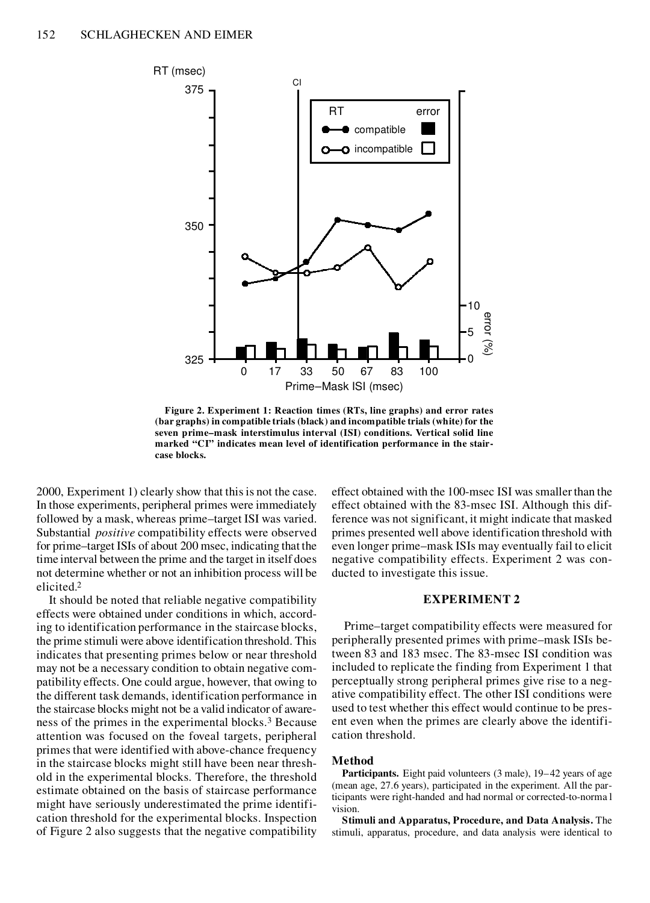Figure 2. Experiment 1: Reaction times (RTs, line graphs) and error rates (bar graphs) in compatible trials (black) and incompatible trials (white) for the seven prime–mask interstimulus interval (ISI) conditions. Vertical solid line marked "CI" indicates mean level of identification performance in the staircase blocks.

2000, Experiment 1) clearly show that this is not the case. In those experiments, peripheral primes were immediately followed by a mask, whereas prime–target ISI was varied. Substantial *positive* compatibility effects were observed for prime–target ISIs of about 200 msec, indicating that the time interval between the prime and the target in itself does not determine whether or not an inhibition process will be elicited.[2]

It should be noted that reliable negative compatibility effects were obtained under conditions in which, according to identification performance in the staircase blocks, the prime stimuli were above identification threshold. This indicates that presenting primes below or near threshold may not be a necessary condition to obtain negative compatibility effects. One could argue, however, that owing to the different task demands, identification performance in the staircase blocks might not be a valid indicator of awareness of the primes in the experimental blocks.[3] Because attention was focused on the foveal targets, peripheral primes that were identified with above-chance frequency in the staircase blocks might still have been near threshold in the experimental blocks. Therefore, the threshold estimate obtained on the basis of staircase performance might have seriously underestimated the prime identification threshold for the experimental blocks. Inspection of Figure 2 also suggests that the negative compatibility effect obtained with the 100-msec ISI was smaller than the effect obtained with the 83-msec ISI. Although this difference was not significant, it might indicate that masked primes presented well above identification threshold with even longer prime–mask ISIs may eventually fail to elicit negative compatibility effects. Experiment 2 was conducted to investigate this issue.

## EXPERIMENT 2

Prime–target compatibility effects were measured for peripherally presented primes with prime–mask ISIs between 83 and 183 msec. The 83-msec ISI condition was included to replicate the finding from Experiment 1 that perceptually strong peripheral primes give rise to a negative compatibility effect. The other ISI conditions were used to test whether this effect would continue to be present even when the primes are clearly above the identification threshold.

### Method

**Participants.** Eight paid volunteers (3 male), 19–42 years of age (mean age, 27.6 years), participated in the experiment. All the participants were right-handed and had normal or corrected-to-normal vision.

**Stimuli and Apparatus, Procedure, and Data Analysis.** The stimuli, apparatus, procedure, and data analysis were identical to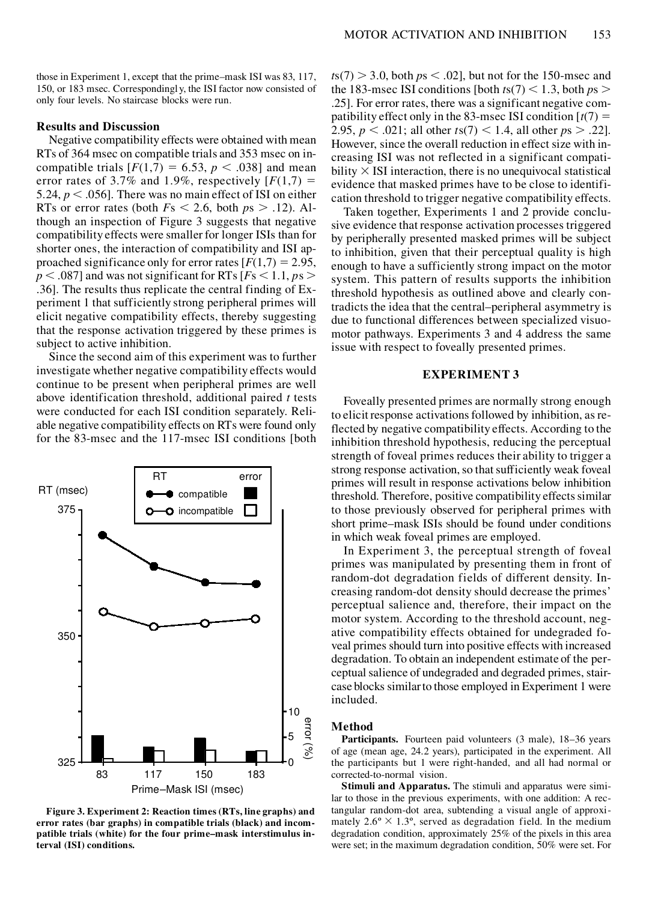those in Experiment 1, except that the prime–mask ISI was 83, 117, 150, or 183 msec. Correspondingly, the ISI factor now consisted of only four levels. No staircase blocks were run.

### Results and Discussion

Negative compatibility effects were obtained with mean RTs of 364 msec on compatible trials and 353 msec on incompatible trials [$F(1,7) = 6.53$, $p < .038$] and mean error rates of 3.7% and 1.9%, respectively [$F(1,7) = 5.24$, $p < .056$]. There was no main effect of ISI on either RTs or error rates (both $F$s $< 2.6$, both $p$s $> .12$). Although an inspection of Figure 3 suggests that negative compatibility effects were smaller for longer ISIs than for shorter ones, the interaction of compatibility and ISI approached significance only for error rates [$F(1,7) = 2.95$, $p < .087$] and was not significant for RTs [$F$s $< 1.1$, $p$s $> .36$]. The results thus replicate the central finding of Experiment 1 that sufficiently strong peripheral primes will elicit negative compatibility effects, thereby suggesting that the response activation triggered by these primes is subject to active inhibition.

Since the second aim of this experiment was to further investigate whether negative compatibility effects would continue to be present when peripheral primes are well above identification threshold, additional paired $t$ tests were conducted for each ISI condition separately. Reliable negative compatibility effects on RTs were found only for the 83-msec and the 117-msec ISI conditions [both $t$s$(7) > 3.0$, both $p$s $< .02$], but not for the 150-msec and the 183-msec ISI conditions [both $t$s$(7) < 1.3$, both $p$s $> .25$]. For error rates, there was a significant negative compatibility effect only in the 83-msec ISI condition [$t(7) = 2.95$, $p < .021$; all other $t$s$(7) < 1.4$, all other $p$s $> .22$]. However, since the overall reduction in effect size with increasing ISI was not reflected in a significant compatibility $\times$ ISI interaction, there is no unequivocal statistical evidence that masked primes have to be close to identification threshold to trigger negative compatibility effects.

Taken together, Experiments 1 and 2 provide conclusive evidence that response activation processes triggered by peripherally presented masked primes will be subject to inhibition, given that their perceptual quality is high enough to have a sufficiently strong impact on the motor system. This pattern of results supports the inhibition threshold hypothesis as outlined above and clearly contradicts the idea that the central–peripheral asymmetry is due to functional differences between specialized visuomotor pathways. Experiments 3 and 4 address the same issue with respect to foveally presented primes.

**Figure 3. Experiment 2: Reaction times (RTs, line graphs) and error rates (bar graphs) in compatible trials (black) and incompatible trials (white) for the four prime–mask interstimulus interval (ISI) conditions.**

## EXPERIMENT 3

Foveally presented primes are normally strong enough to elicit response activations followed by inhibition, as reflected by negative compatibility effects. According to the inhibition threshold hypothesis, reducing the perceptual strength of foveal primes reduces their ability to trigger a strong response activation, so that sufficiently weak foveal primes will result in response activations below inhibition threshold. Therefore, positive compatibility effects similar to those previously observed for peripheral primes with short prime–mask ISIs should be found under conditions in which weak foveal primes are employed.

In Experiment 3, the perceptual strength of foveal primes was manipulated by presenting them in front of random-dot degradation fields of different density. Increasing random-dot density should decrease the primes' perceptual salience and, therefore, their impact on the motor system. According to the threshold account, negative compatibility effects obtained for undegraded foveal primes should turn into positive effects with increased degradation. To obtain an independent estimate of the perceptual salience of undegraded and degraded primes, staircase blocks similar to those employed in Experiment 1 were included.

### Method

**Participants.** Fourteen paid volunteers (3 male), 18–36 years of age (mean age, 24.2 years), participated in the experiment. All the participants but 1 were right-handed, and all had normal or corrected-to-normal vision.

**Stimuli and Apparatus.** The stimuli and apparatus were similar to those in the previous experiments, with one addition: A rectangular random-dot area, subtending a visual angle of approximately 2.6° × 1.3°, served as degradation field. In the medium degradation condition, approximately 25% of the pixels in this area were set; in the maximum degradation condition, 50% were set. For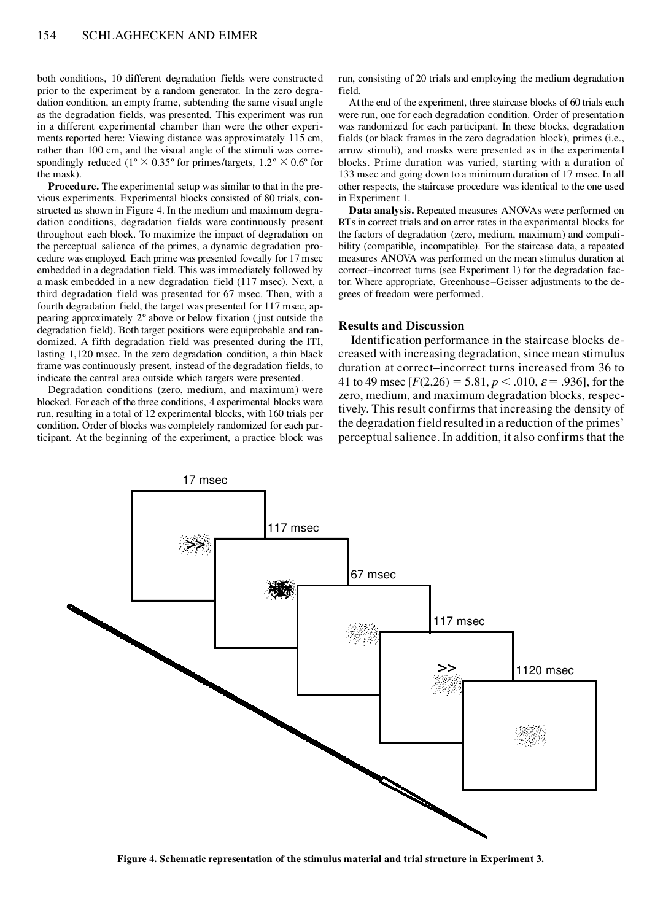both conditions, 10 different degradation fields were constructed prior to the experiment by a random generator. In the zero degradation condition, an empty frame, subtending the same visual angle as the degradation fields, was presented. This experiment was run in a different experimental chamber than were the other experiments reported here: Viewing distance was approximately 115 cm, rather than 100 cm, and the visual angle of the stimuli was correspondingly reduced (1º × 0.35º for primes/targets, 1.2º × 0.6º for the mask).

**Procedure.** The experimental setup was similar to that in the previous experiments. Experimental blocks consisted of 80 trials, constructed as shown in Figure 4. In the medium and maximum degradation conditions, degradation fields were continuously present throughout each block. To maximize the impact of degradation on the perceptual salience of the primes, a dynamic degradation procedure was employed. Each prime was presented foveally for 17 msec embedded in a degradation field. This was immediately followed by a mask embedded in a new degradation field (117 msec). Next, a third degradation field was presented for 67 msec. Then, with a fourth degradation field, the target was presented for 117 msec, appearing approximately 2º above or below fixation (just outside the degradation field). Both target positions were equiprobable and randomized. A fifth degradation field was presented during the ITI, lasting 1,120 msec. In the zero degradation condition, a thin black frame was continuously present, instead of the degradation fields, to indicate the central area outside which targets were presented.

Degradation conditions (zero, medium, and maximum) were blocked. For each of the three conditions, 4 experimental blocks were run, resulting in a total of 12 experimental blocks, with 160 trials per condition. Order of blocks was completely randomized for each participant. At the beginning of the experiment, a practice block was run, consisting of 20 trials and employing the medium degradation field.

At the end of the experiment, three staircase blocks of 60 trials each were run, one for each degradation condition. Order of presentation was randomized for each participant. In these blocks, degradation fields (or black frames in the zero degradation block), primes (i.e., arrow stimuli), and masks were presented as in the experimental blocks. Prime duration was varied, starting with a duration of 133 msec and going down to a minimum duration of 17 msec. In all other respects, the staircase procedure was identical to the one used in Experiment 1.

**Data analysis.** Repeated measures ANOVAs were performed on RTs in correct trials and on error rates in the experimental blocks for the factors of degradation (zero, medium, maximum) and compatibility (compatible, incompatible). For the staircase data, a repeated measures ANOVA was performed on the mean stimulus duration at correct–incorrect turns (see Experiment 1) for the degradation factor. Where appropriate, Greenhouse–Geisser adjustments to the degrees of freedom were performed.

## Results and Discussion

Identification performance in the staircase blocks decreased with increasing degradation, since mean stimulus duration at correct–incorrect turns increased from 36 to 41 to 49 msec [$F(2,26) = 5.81$, $p < .010$, $\varepsilon = .936$], for the zero, medium, and maximum degradation blocks, respectively. This result confirms that increasing the density of the degradation field resulted in a reduction of the primes' perceptual salience. In addition, it also confirms that the

17 msec | 117 msec | 67 msec | 117 msec | 1120 msec

**Figure 4. Schematic representation of the stimulus material and trial structure in Experiment 3.**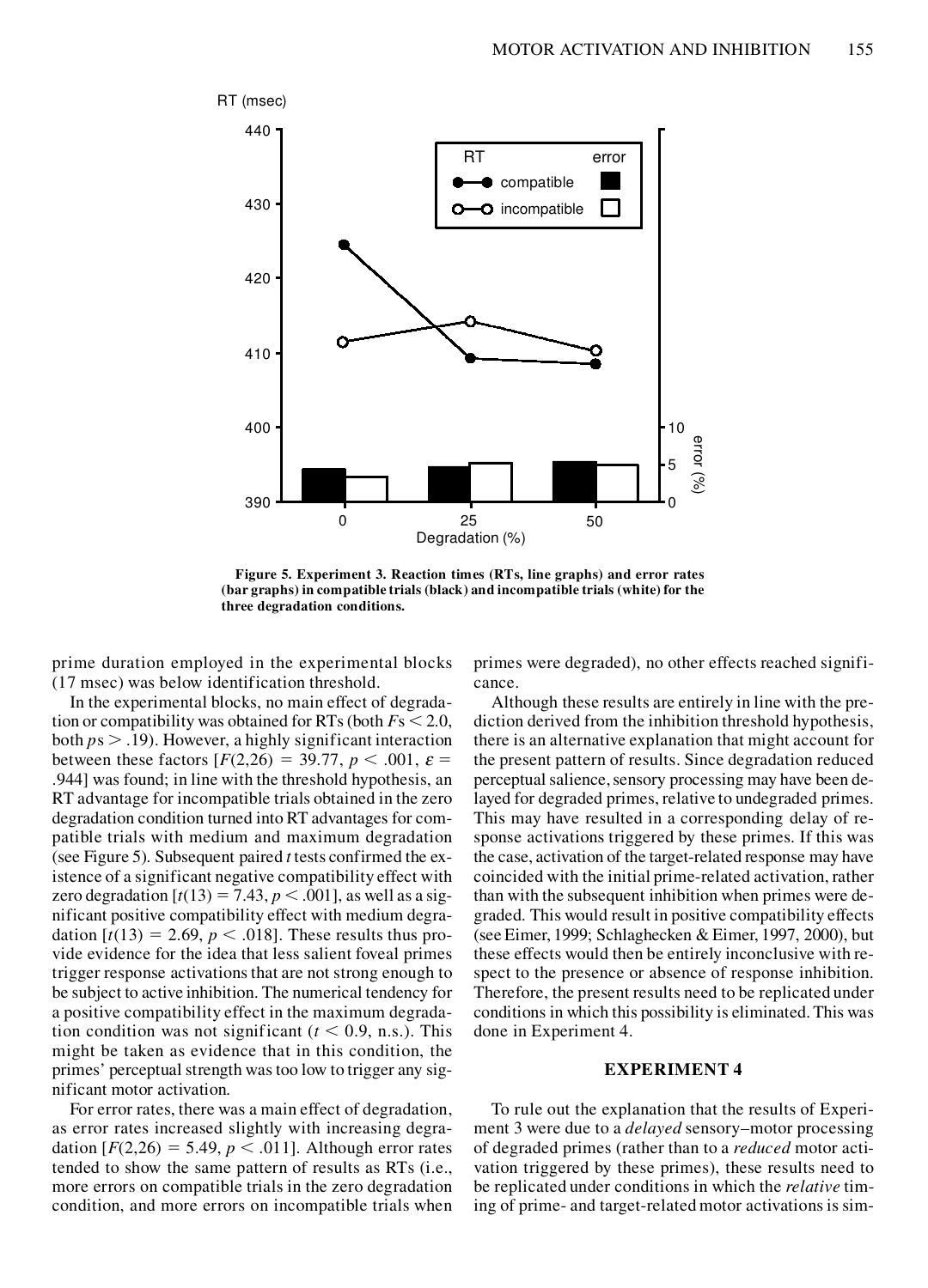Figure 5. Experiment 3. Reaction times (RTs, line graphs) and error rates (bar graphs) in compatible trials (black) and incompatible trials (white) for the three degradation conditions.

prime duration employed in the experimental blocks (17 msec) was below identification threshold.

In the experimental blocks, no main effect of degradation or compatibility was obtained for RTs (both $F$s $< 2.0$, both $p$s $> .19$). However, a highly significant interaction between these factors [$F(2,26) = 39.77$, $p < .001$, $\varepsilon = .944$] was found; in line with the threshold hypothesis, an RT advantage for incompatible trials obtained in the zero degradation condition turned into RT advantages for compatible trials with medium and maximum degradation (see Figure 5). Subsequent paired $t$ tests confirmed the existence of a significant negative compatibility effect with zero degradation [$t(13) = 7.43$, $p < .001$], as well as a significant positive compatibility effect with medium degradation [$t(13) = 2.69$, $p < .018$]. These results thus provide evidence for the idea that less salient foveal primes trigger response activations that are not strong enough to be subject to active inhibition. The numerical tendency for a positive compatibility effect in the maximum degradation condition was not significant ($t < 0.9$, n.s.). This might be taken as evidence that in this condition, the primes' perceptual strength was too low to trigger any significant motor activation.

For error rates, there was a main effect of degradation, as error rates increased slightly with increasing degradation [$F(2,26) = 5.49$, $p < .011$]. Although error rates tended to show the same pattern of results as RTs (i.e., more errors on compatible trials in the zero degradation condition, and more errors on incompatible trials when primes were degraded), no other effects reached significance.

Although these results are entirely in line with the prediction derived from the inhibition threshold hypothesis, there is an alternative explanation that might account for the present pattern of results. Since degradation reduced perceptual salience, sensory processing may have been delayed for degraded primes, relative to undegraded primes. This may have resulted in a corresponding delay of response activations triggered by these primes. If this was the case, activation of the target-related response may have coincided with the initial prime-related activation, rather than with the subsequent inhibition when primes were degraded. This would result in positive compatibility effects (see Eimer, 1999; Schlaghecken & Eimer, 1997, 2000), but these effects would then be entirely inconclusive with respect to the presence or absence of response inhibition. Therefore, the present results need to be replicated under conditions in which this possibility is eliminated. This was done in Experiment 4.

## EXPERIMENT 4

To rule out the explanation that the results of Experiment 3 were due to a *delayed* sensory–motor processing of degraded primes (rather than to a *reduced* motor activation triggered by these primes), these results need to be replicated under conditions in which the *relative* timing of prime- and target-related motor activations is sim-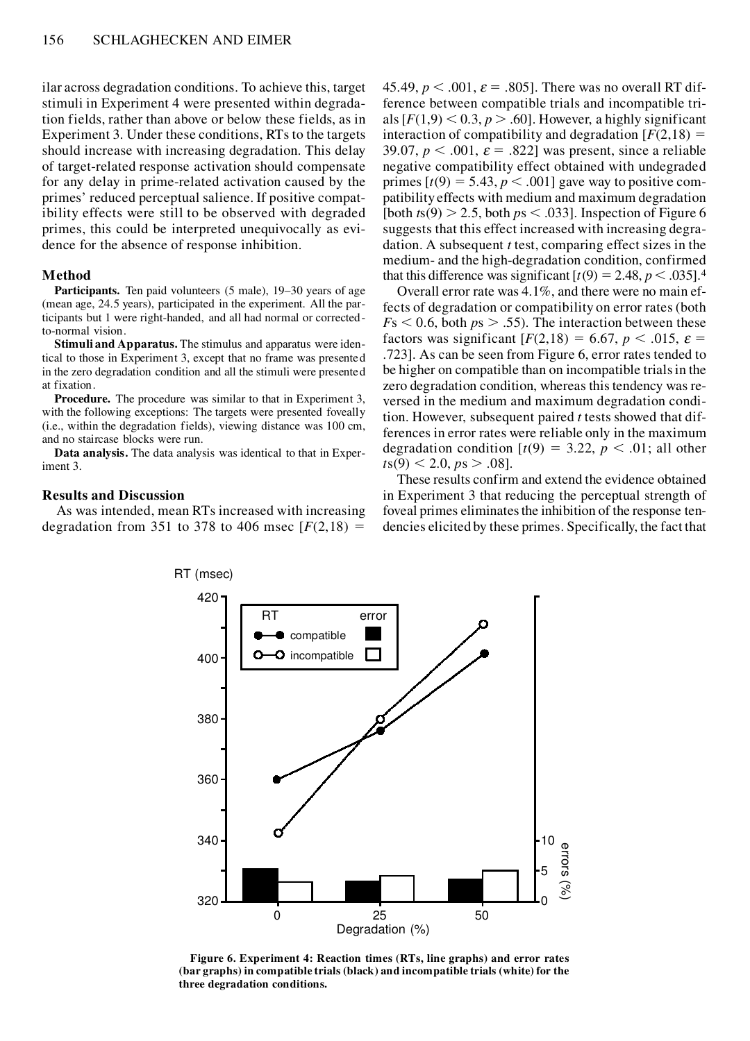ilar across degradation conditions. To achieve this, target stimuli in Experiment 4 were presented within degradation fields, rather than above or below these fields, as in Experiment 3. Under these conditions, RTs to the targets should increase with increasing degradation. This delay of target-related response activation should compensate for any delay in prime-related activation caused by the primes' reduced perceptual salience. If positive compatibility effects were still to be observed with degraded primes, this could be interpreted unequivocally as evidence for the absence of response inhibition.

### Method

**Participants.** Ten paid volunteers (5 male), 19–30 years of age (mean age, 24.5 years), participated in the experiment. All the participants but 1 were right-handed, and all had normal or corrected-to-normal vision.

**Stimuli and Apparatus.** The stimulus and apparatus were identical to those in Experiment 3, except that no frame was presented in the zero degradation condition and all the stimuli were presented at fixation.

**Procedure.** The procedure was similar to that in Experiment 3, with the following exceptions: The targets were presented foveally (i.e., within the degradation fields), viewing distance was 100 cm, and no staircase blocks were run.

**Data analysis.** The data analysis was identical to that in Experiment 3.

### Results and Discussion

As was intended, mean RTs increased with increasing degradation from 351 to 378 to 406 msec [$F(2,18) = 45.49$, $p < .001$, $\varepsilon = .805$]. There was no overall RT difference between compatible trials and incompatible trials [$F(1,9) < 0.3$, $p > .60$]. However, a highly significant interaction of compatibility and degradation [$F(2,18) = 39.07$, $p < .001$, $\varepsilon = .822$] was present, since a reliable negative compatibility effect obtained with undegraded primes [$t(9) = 5.43$, $p < .001$] gave way to positive compatibility effects with medium and maximum degradation [both $ts(9) > 2.5$, both $ps < .033$]. Inspection of Figure 6 suggests that this effect increased with increasing degradation. A subsequent $t$ test, comparing effect sizes in the medium- and the high-degradation condition, confirmed that this difference was significant [$t(9) = 2.48$, $p < .035$].[4]

Overall error rate was 4.1%, and there were no main effects of degradation or compatibility on error rates (both $Fs < 0.6$, both $ps > .55$). The interaction between these factors was significant [$F(2,18) = 6.67$, $p < .015$, $\varepsilon = .723$]. As can be seen from Figure 6, error rates tended to be higher on compatible than on incompatible trials in the zero degradation condition, whereas this tendency was reversed in the medium and maximum degradation condition. However, subsequent paired $t$ tests showed that differences in error rates were reliable only in the maximum degradation condition [$t(9) = 3.22$, $p < .01$; all other $ts(9) < 2.0$, $ps > .08$].

These results confirm and extend the evidence obtained in Experiment 3 that reducing the perceptual strength of foveal primes eliminates the inhibition of the response tendencies elicited by these primes. Specifically, the fact that

**Figure 6. Experiment 4: Reaction times (RTs, line graphs) and error rates (bar graphs) in compatible trials (black) and incompatible trials (white) for the three degradation conditions.**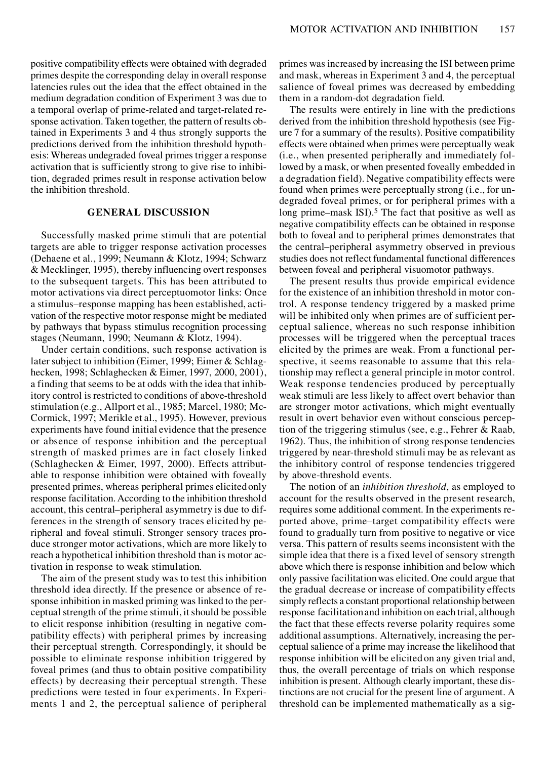positive compatibility effects were obtained with degraded primes despite the corresponding delay in overall response latencies rules out the idea that the effect obtained in the medium degradation condition of Experiment 3 was due to a temporal overlap of prime-related and target-related response activation. Taken together, the pattern of results obtained in Experiments 3 and 4 thus strongly supports the predictions derived from the inhibition threshold hypothesis: Whereas undegraded foveal primes trigger a response activation that is sufficiently strong to give rise to inhibition, degraded primes result in response activation below the inhibition threshold.

## GENERAL DISCUSSION

Successfully masked prime stimuli that are potential targets are able to trigger response activation processes (Dehaene et al., 1999; Neumann & Klotz, 1994; Schwarz & Mecklinger, 1995), thereby influencing overt responses to the subsequent targets. This has been attributed to motor activations via direct perceptuomotor links: Once a stimulus–response mapping has been established, activation of the respective motor response might be mediated by pathways that bypass stimulus recognition processing stages (Neumann, 1990; Neumann & Klotz, 1994).

Under certain conditions, such response activation is later subject to inhibition (Eimer, 1999; Eimer & Schlaghecken, 1998; Schlaghecken & Eimer, 1997, 2000, 2001), a finding that seems to be at odds with the idea that inhibitory control is restricted to conditions of above-threshold stimulation (e.g., Allport et al., 1985; Marcel, 1980; McCormick, 1997; Merikle et al., 1995). However, previous experiments have found initial evidence that the presence or absence of response inhibition and the perceptual strength of masked primes are in fact closely linked (Schlaghecken & Eimer, 1997, 2000). Effects attributable to response inhibition were obtained with foveally presented primes, whereas peripheral primes elicited only response facilitation. According to the inhibition threshold account, this central–peripheral asymmetry is due to differences in the strength of sensory traces elicited by peripheral and foveal stimuli. Stronger sensory traces produce stronger motor activations, which are more likely to reach a hypothetical inhibition threshold than is motor activation in response to weak stimulation.

The aim of the present study was to test this inhibition threshold idea directly. If the presence or absence of response inhibition in masked priming was linked to the perceptual strength of the prime stimuli, it should be possible to elicit response inhibition (resulting in negative compatibility effects) with peripheral primes by increasing their perceptual strength. Correspondingly, it should be possible to eliminate response inhibition triggered by foveal primes (and thus to obtain positive compatibility effects) by decreasing their perceptual strength. These predictions were tested in four experiments. In Experiments 1 and 2, the perceptual salience of peripheral primes was increased by increasing the ISI between prime and mask, whereas in Experiment 3 and 4, the perceptual salience of foveal primes was decreased by embedding them in a random-dot degradation field.

The results were entirely in line with the predictions derived from the inhibition threshold hypothesis (see Figure 7 for a summary of the results). Positive compatibility effects were obtained when primes were perceptually weak (i.e., when presented peripherally and immediately followed by a mask, or when presented foveally embedded in a degradation field). Negative compatibility effects were found when primes were perceptually strong (i.e., for undegraded foveal primes, or for peripheral primes with a long prime–mask ISI).[5] The fact that positive as well as negative compatibility effects can be obtained in response both to foveal and to peripheral primes demonstrates that the central–peripheral asymmetry observed in previous studies does not reflect fundamental functional differences between foveal and peripheral visuomotor pathways.

The present results thus provide empirical evidence for the existence of an inhibition threshold in motor control. A response tendency triggered by a masked prime will be inhibited only when primes are of sufficient perceptual salience, whereas no such response inhibition processes will be triggered when the perceptual traces elicited by the primes are weak. From a functional perspective, it seems reasonable to assume that this relationship may reflect a general principle in motor control. Weak response tendencies produced by perceptually weak stimuli are less likely to affect overt behavior than are stronger motor activations, which might eventually result in overt behavior even without conscious perception of the triggering stimulus (see, e.g., Fehrer & Raab, 1962). Thus, the inhibition of strong response tendencies triggered by near-threshold stimuli may be as relevant as the inhibitory control of response tendencies triggered by above-threshold events.

The notion of an *inhibition threshold*, as employed to account for the results observed in the present research, requires some additional comment. In the experiments reported above, prime–target compatibility effects were found to gradually turn from positive to negative or vice versa. This pattern of results seems inconsistent with the simple idea that there is a fixed level of sensory strength above which there is response inhibition and below which only passive facilitation was elicited. One could argue that the gradual decrease or increase of compatibility effects simply reflects a constant proportional relationship between response facilitation and inhibition on each trial, although the fact that these effects reverse polarity requires some additional assumptions. Alternatively, increasing the perceptual salience of a prime may increase the likelihood that response inhibition will be elicited on any given trial and, thus, the overall percentage of trials on which response inhibition is present. Although clearly important, these distinctions are not crucial for the present line of argument. A threshold can be implemented mathematically as a sig-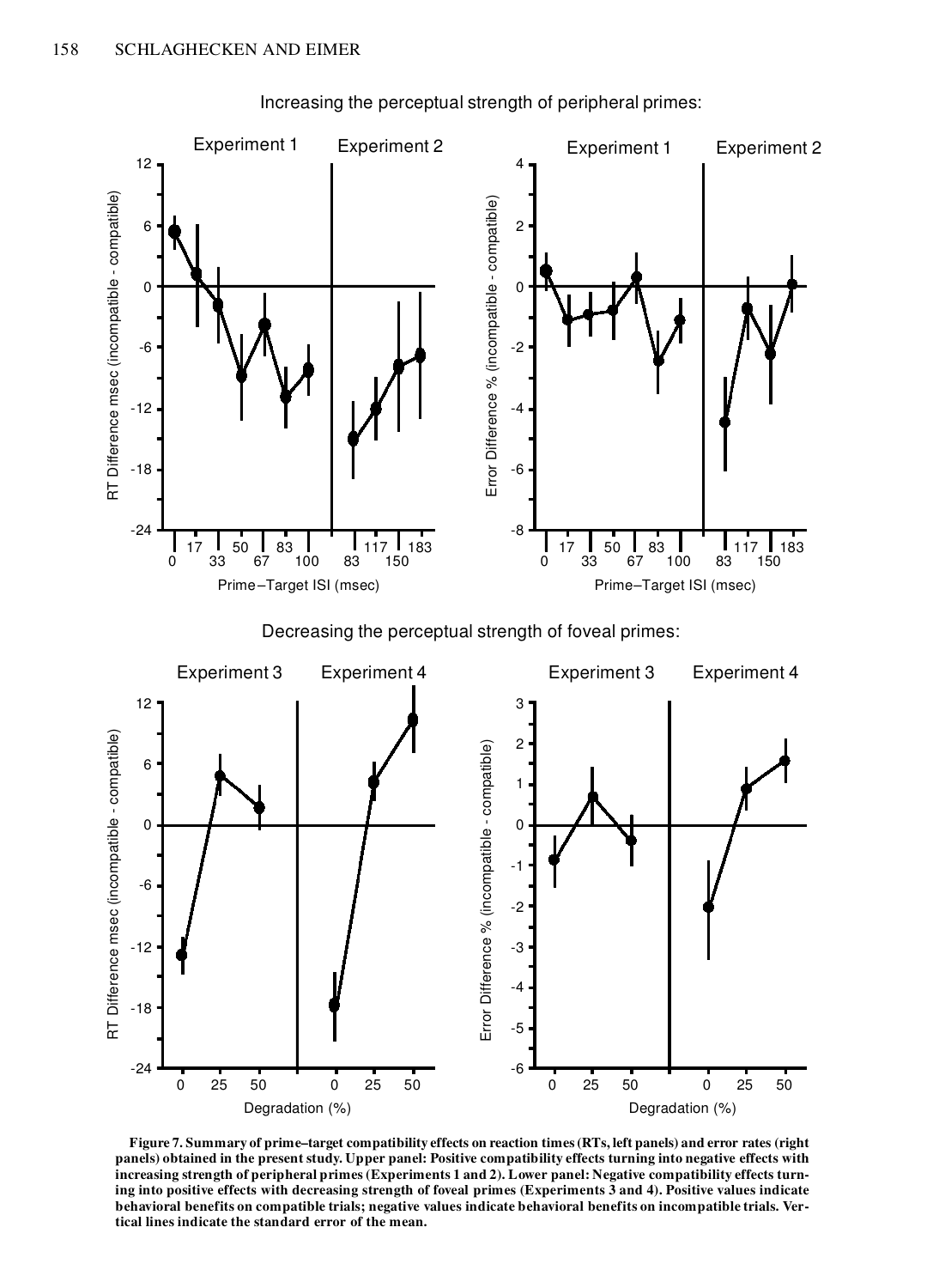**Figure 7. Summary of prime–target compatibility effects on reaction times (RTs, left panels) and error rates (right panels) obtained in the present study. Upper panel: Positive compatibility effects turning into negative effects with increasing strength of peripheral primes (Experiments 1 and 2). Lower panel: Negative compatibility effects turning into positive effects with decreasing strength of foveal primes (Experiments 3 and 4). Positive values indicate behavioral benefits on compatible trials; negative values indicate behavioral benefits on incompatible trials. Vertical lines indicate the standard error of the mean.**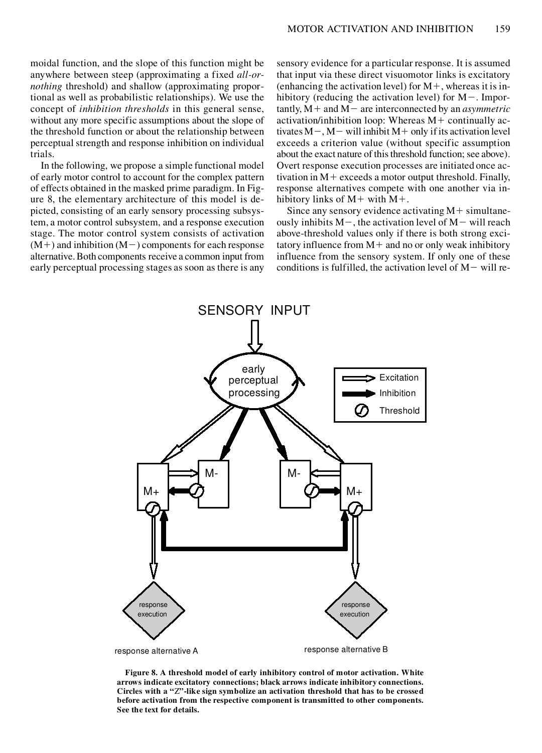moidal function, and the slope of this function might be anywhere between steep (approximating a fixed *all-or-nothing* threshold) and shallow (approximating proportional as well as probabilistic relationships). We use the concept of *inhibition thresholds* in this general sense, without any more specific assumptions about the slope of the threshold function or about the relationship between perceptual strength and response inhibition on individual trials.

In the following, we propose a simple functional model of early motor control to account for the complex pattern of effects obtained in the masked prime paradigm. In Figure 8, the elementary architecture of this model is depicted, consisting of an early sensory processing subsystem, a motor control subsystem, and a response execution stage. The motor control system consists of activation (M+) and inhibition (M−) components for each response alternative. Both components receive a common input from early perceptual processing stages as soon as there is any sensory evidence for a particular response. It is assumed that input via these direct visuomotor links is excitatory (enhancing the activation level) for M+, whereas it is inhibitory (reducing the activation level) for M−. Importantly, M+ and M− are interconnected by an *asymmetric* activation/inhibition loop: Whereas M+ continually activates M−, M− will inhibit M+ only if its activation level exceeds a criterion value (without specific assumption about the exact nature of this threshold function; see above). Overt response execution processes are initiated once activation in M+ exceeds a motor output threshold. Finally, response alternatives compete with one another via inhibitory links of M+ with M+.

Since any sensory evidence activating M+ simultaneously inhibits M−, the activation level of M− will reach above-threshold values only if there is both strong excitatory influence from M+ and no or only weak inhibitory influence from the sensory system. If only one of these conditions is fulfilled, the activation level of M− will re-

**Figure 8. A threshold model of early inhibitory control of motor activation. White arrows indicate excitatory connections; black arrows indicate inhibitory connections. Circles with a "Z"-like sign symbolize an activation threshold that has to be crossed before activation from the respective component is transmitted to other components. See the text for details.**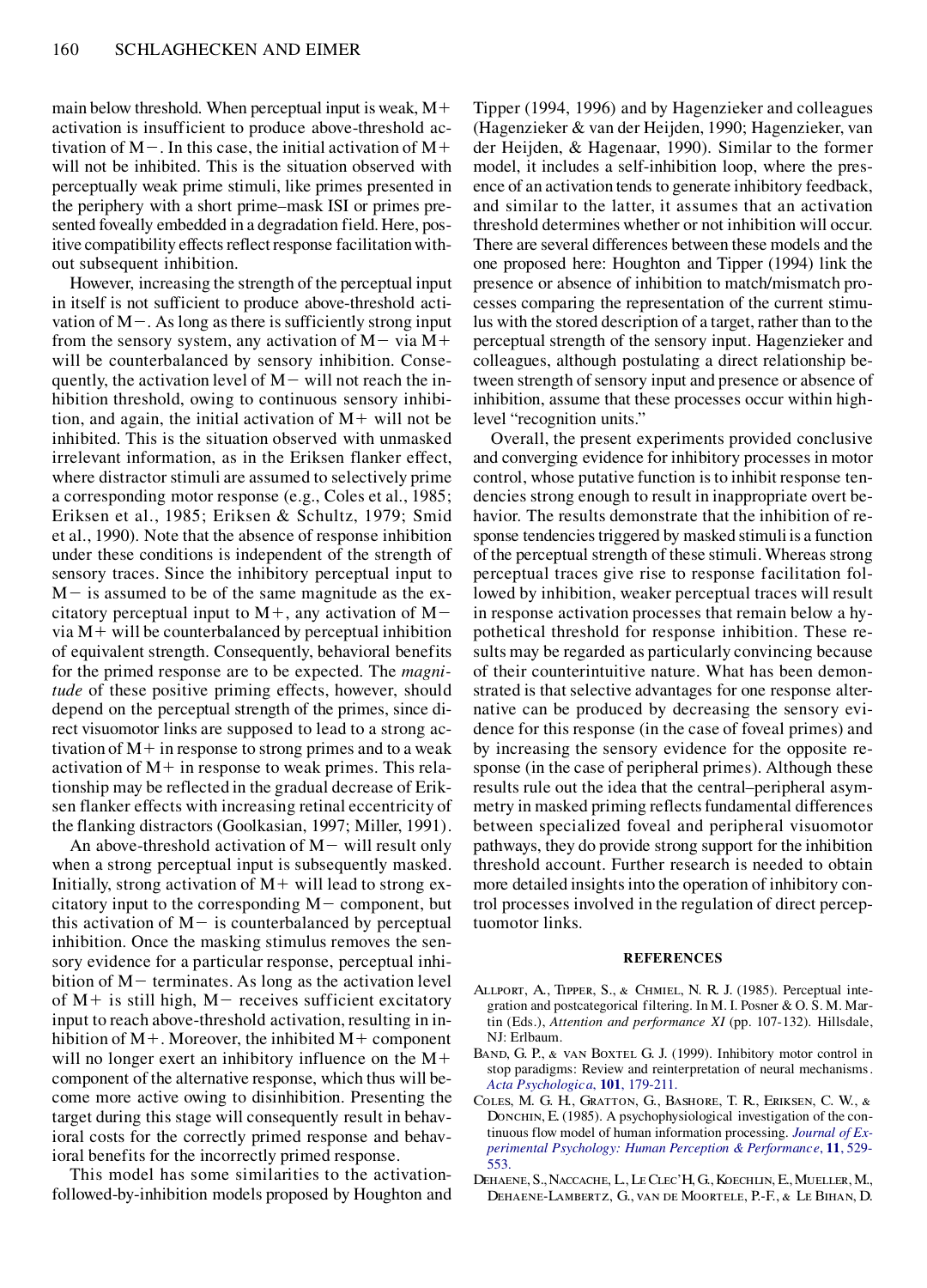main below threshold. When perceptual input is weak, M+ activation is insufficient to produce above-threshold activation of M−. In this case, the initial activation of M+ will not be inhibited. This is the situation observed with perceptually weak prime stimuli, like primes presented in the periphery with a short prime–mask ISI or primes presented foveally embedded in a degradation field. Here, positive compatibility effects reflect response facilitation without subsequent inhibition.

However, increasing the strength of the perceptual input in itself is not sufficient to produce above-threshold activation of M−. As long as there is sufficiently strong input from the sensory system, any activation of M− via M+ will be counterbalanced by sensory inhibition. Consequently, the activation level of M− will not reach the inhibition threshold, owing to continuous sensory inhibition, and again, the initial activation of M+ will not be inhibited. This is the situation observed with unmasked irrelevant information, as in the Eriksen flanker effect, where distractor stimuli are assumed to selectively prime a corresponding motor response (e.g., Coles et al., 1985; Eriksen et al., 1985; Eriksen & Schultz, 1979; Smid et al., 1990). Note that the absence of response inhibition under these conditions is independent of the strength of sensory traces. Since the inhibitory perceptual input to M− is assumed to be of the same magnitude as the excitatory perceptual input to M+, any activation of M− via M+ will be counterbalanced by perceptual inhibition of equivalent strength. Consequently, behavioral benefits for the primed response are to be expected. The *magnitude* of these positive priming effects, however, should depend on the perceptual strength of the primes, since direct visuomotor links are supposed to lead to a strong activation of M+ in response to strong primes and to a weak activation of M+ in response to weak primes. This relationship may be reflected in the gradual decrease of Eriksen flanker effects with increasing retinal eccentricity of the flanking distractors (Goolkasian, 1997; Miller, 1991).

An above-threshold activation of M− will result only when a strong perceptual input is subsequently masked. Initially, strong activation of M+ will lead to strong excitatory input to the corresponding M− component, but this activation of M− is counterbalanced by perceptual inhibition. Once the masking stimulus removes the sensory evidence for a particular response, perceptual inhibition of M− terminates. As long as the activation level of M+ is still high, M− receives sufficient excitatory input to reach above-threshold activation, resulting in inhibition of M+. Moreover, the inhibited M+ component will no longer exert an inhibitory influence on the M+ component of the alternative response, which thus will become more active owing to disinhibition. Presenting the target during this stage will consequently result in behavioral costs for the correctly primed response and behavioral benefits for the incorrectly primed response.

This model has some similarities to the activation-followed-by-inhibition models proposed by Houghton and Tipper (1994, 1996) and by Hagenzieker and colleagues (Hagenzieker & van der Heijden, 1990; Hagenzieker, van der Heijden, & Hagenaar, 1990). Similar to the former model, it includes a self-inhibition loop, where the presence of an activation tends to generate inhibitory feedback, and similar to the latter, it assumes that an activation threshold determines whether or not inhibition will occur. There are several differences between these models and the one proposed here: Houghton and Tipper (1994) link the presence or absence of inhibition to match/mismatch processes comparing the representation of the current stimulus with the stored description of a target, rather than to the perceptual strength of the sensory input. Hagenzieker and colleagues, although postulating a direct relationship between strength of sensory input and presence or absence of inhibition, assume that these processes occur within high-level "recognition units."

Overall, the present experiments provided conclusive and converging evidence for inhibitory processes in motor control, whose putative function is to inhibit response tendencies strong enough to result in inappropriate overt behavior. The results demonstrate that the inhibition of response tendencies triggered by masked stimuli is a function of the perceptual strength of these stimuli. Whereas strong perceptual traces give rise to response facilitation followed by inhibition, weaker perceptual traces will result in response activation processes that remain below a hypothetical threshold for response inhibition. These results may be regarded as particularly convincing because of their counterintuitive nature. What has been demonstrated is that selective advantages for one response alternative can be produced by decreasing the sensory evidence for this response (in the case of foveal primes) and by increasing the sensory evidence for the opposite response (in the case of peripheral primes). Although these results rule out the idea that the central–peripheral asymmetry in masked priming reflects fundamental differences between specialized foveal and peripheral visuomotor pathways, they do provide strong support for the inhibition threshold account. Further research is needed to obtain more detailed insights into the operation of inhibitory control processes involved in the regulation of direct perceptuomotor links.

## REFERENCES

Allport, A., Tipper, S., & Chmiel, N. R. J. (1985). Perceptual integration and postcategorical filtering. In M. I. Posner & O. S. M. Martin (Eds.), *Attention and performance XI* (pp. 107-132). Hillsdale, NJ: Erlbaum.

Band, G. P., & van Boxtel G. J. (1999). Inhibitory motor control in stop paradigms: Review and reinterpretation of neural mechanisms. *Acta Psychologica*, **101**, 179-211.

Coles, M. G. H., Gratton, G., Bashore, T. R., Eriksen, C. W., & Donchin, E. (1985). A psychophysiological investigation of the continuous flow model of human information processing. *Journal of Experimental Psychology: Human Perception & Performance*, **11**, 529-553.

Dehaene, S., Naccache, L., Le Clec'H, G., Koechlin, E., Mueller, M., Dehaene-Lambertz, G., van de Moortele, P.-F., & Le Bihan, D.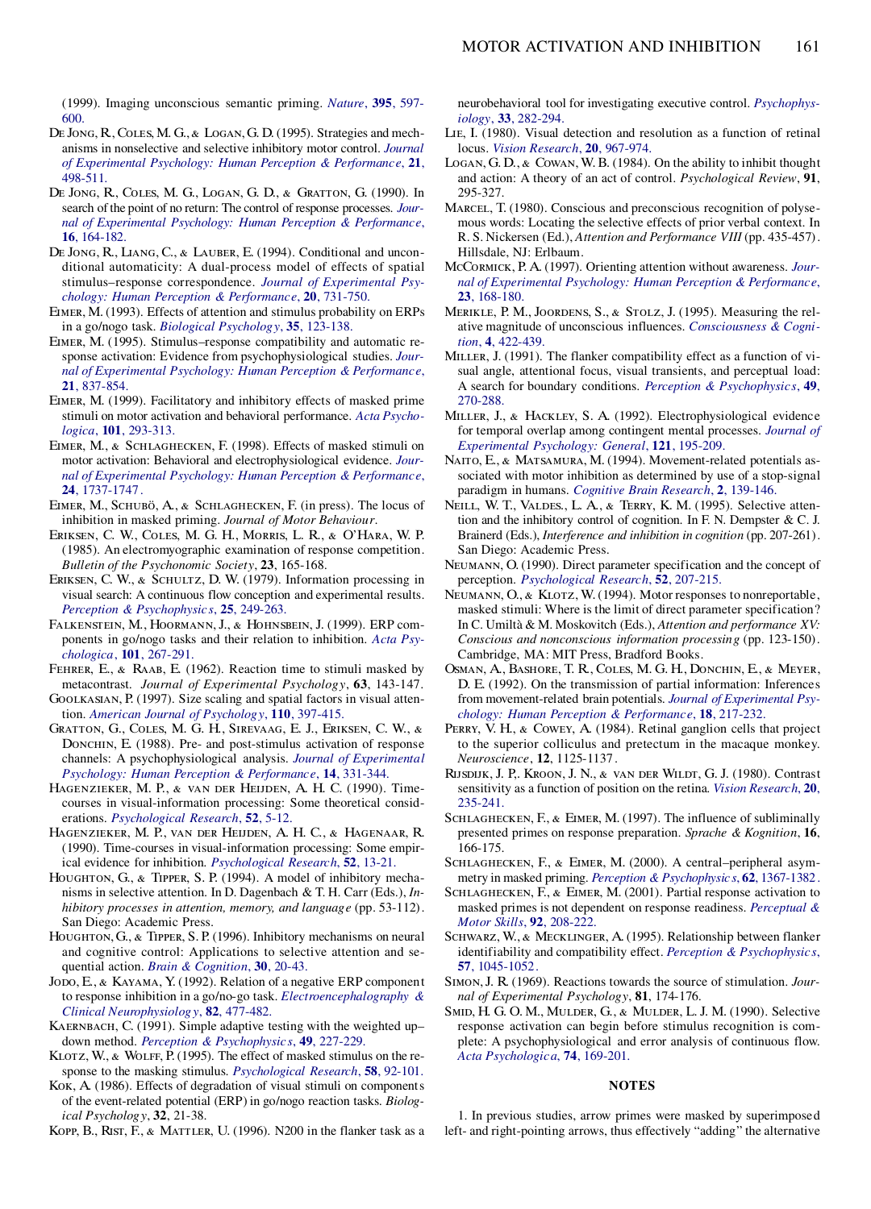(1999). Imaging unconscious semantic priming. *Nature*, **395**, 597-600.

De Jong, R., Coles, M. G., & Logan, G. D. (1995). Strategies and mechanisms in nonselective and selective inhibitory motor control. *Journal of Experimental Psychology: Human Perception & Performance*, **21**, 498-511.

De Jong, R., Coles, M. G., Logan, G. D., & Gratton, G. (1990). In search of the point of no return: The control of response processes. *Journal of Experimental Psychology: Human Perception & Performance*, **16**, 164-182.

De Jong, R., Liang, C., & Lauber, E. (1994). Conditional and unconditional automaticity: A dual-process model of effects of spatial stimulus–response correspondence. *Journal of Experimental Psychology: Human Perception & Performance*, **20**, 731-750.

Eimer, M. (1993). Effects of attention and stimulus probability on ERPs in a go/nogo task. *Biological Psychology*, **35**, 123-138.

Eimer, M. (1995). Stimulus–response compatibility and automatic response activation: Evidence from psychophysiological studies. *Journal of Experimental Psychology: Human Perception & Performance*, **21**, 837-854.

Eimer, M. (1999). Facilitatory and inhibitory effects of masked prime stimuli on motor activation and behavioral performance. *Acta Psychologica*, **101**, 293-313.

Eimer, M., & Schlaghecken, F. (1998). Effects of masked stimuli on motor activation: Behavioral and electrophysiological evidence. *Journal of Experimental Psychology: Human Perception & Performance*, **24**, 1737-1747.

Eimer, M., Schubö, A., & Schlaghecken, F. (in press). The locus of inhibition in masked priming. *Journal of Motor Behaviour*.

Eriksen, C. W., Coles, M. G. H., Morris, L. R., & O'Hara, W. P. (1985). An electromyographic examination of response competition. *Bulletin of the Psychonomic Society*, **23**, 165-168.

Eriksen, C. W., & Schultz, D. W. (1979). Information processing in visual search: A continuous flow conception and experimental results. *Perception & Psychophysics*, **25**, 249-263.

Falkenstein, M., Hoormann, J., & Hohnsbein, J. (1999). ERP components in go/nogo tasks and their relation to inhibition. *Acta Psychologica*, **101**, 267-291.

Fehrer, E., & Raab, E. (1962). Reaction time to stimuli masked by metacontrast. *Journal of Experimental Psychology*, **63**, 143-147.

Goolkasian, P. (1997). Size scaling and spatial factors in visual attention. *American Journal of Psychology*, **110**, 397-415.

Gratton, G., Coles, M. G. H., Sirevaag, E. J., Eriksen, C. W., & Donchin, E. (1988). Pre- and post-stimulus activation of response channels: A psychophysiological analysis. *Journal of Experimental Psychology: Human Perception & Performance*, **14**, 331-344.

Hagenzieker, M. P., & van der Heijden, A. H. C. (1990). Time-courses in visual-information processing: Some theoretical considerations. *Psychological Research*, **52**, 5-12.

Hagenzieker, M. P., van der Heijden, A. H. C., & Hagenaar, R. (1990). Time-courses in visual-information processing: Some empirical evidence for inhibition. *Psychological Research*, **52**, 13-21.

Houghton, G., & Tipper, S. P. (1994). A model of inhibitory mechanisms in selective attention. In D. Dagenbach & T. H. Carr (Eds.), *Inhibitory processes in attention, memory, and language* (pp. 53-112). San Diego: Academic Press.

Houghton, G., & Tipper, S. P. (1996). Inhibitory mechanisms on neural and cognitive control: Applications to selective attention and sequential action. *Brain & Cognition*, **30**, 20-43.

Jodo, E., & Kayama, Y. (1992). Relation of a negative ERP component to response inhibition in a go/no-go task. *Electroencephalography & Clinical Neurophysiology*, **82**, 477-482.

Kaernbach, C. (1991). Simple adaptive testing with the weighted up–down method. *Perception & Psychophysics*, **49**, 227-229.

Klotz, W., & Wolff, P. (1995). The effect of masked stimulus on the response to the masking stimulus. *Psychological Research*, **58**, 92-101.

Kok, A. (1986). Effects of degradation of visual stimuli on components of the event-related potential (ERP) in go/nogo reaction tasks. *Biological Psychology*, **32**, 21-38.

Kopp, B., Rist, F., & Mattler, U. (1996). N200 in the flanker task as a neurobehavioral tool for investigating executive control. *Psychophysiology*, **33**, 282-294.

Lie, I. (1980). Visual detection and resolution as a function of retinal locus. *Vision Research*, **20**, 967-974.

Logan, G. D., & Cowan, W. B. (1984). On the ability to inhibit thought and action: A theory of an act of control. *Psychological Review*, **91**, 295-327.

Marcel, T. (1980). Conscious and preconscious recognition of polysemous words: Locating the selective effects of prior verbal context. In R. S. Nickersen (Ed.), *Attention and Performance VIII* (pp. 435-457). Hillsdale, NJ: Erlbaum.

McCormick, P. A. (1997). Orienting attention without awareness. *Journal of Experimental Psychology: Human Perception & Performance*, **23**, 168-180.

Merikle, P. M., Joordens, S., & Stolz, J. (1995). Measuring the relative magnitude of unconscious influences. *Consciousness & Cognition*, **4**, 422-439.

Miller, J. (1991). The flanker compatibility effect as a function of visual angle, attentional focus, visual transients, and perceptual load: A search for boundary conditions. *Perception & Psychophysics*, **49**, 270-288.

Miller, J., & Hackley, S. A. (1992). Electrophysiological evidence for temporal overlap among contingent mental processes. *Journal of Experimental Psychology: General*, **121**, 195-209.

Naito, E., & Matsamura, M. (1994). Movement-related potentials associated with motor inhibition as determined by use of a stop-signal paradigm in humans. *Cognitive Brain Research*, **2**, 139-146.

Neill, W. T., Valdes, L. A., & Terry, K. M. (1995). Selective attention and the inhibitory control of cognition. In F. N. Dempster & C. J. Brainerd (Eds.), *Interference and inhibition in cognition* (pp. 207-261). San Diego: Academic Press.

Neumann, O. (1990). Direct parameter specification and the concept of perception. *Psychological Research*, **52**, 207-215.

Neumann, O., & Klotz, W. (1994). Motor responses to nonreportable, masked stimuli: Where is the limit of direct parameter specification? In C. Umiltà & M. Moskovitch (Eds.), *Attention and performance XV: Conscious and nonconscious information processing* (pp. 123-150). Cambridge, MA: MIT Press, Bradford Books.

Osman, A., Bashore, T. R., Coles, M. G. H., Donchin, E., & Meyer, D. E. (1992). On the transmission of partial information: Inferences from movement-related brain potentials. *Journal of Experimental Psychology: Human Perception & Performance*, **18**, 217-232.

Perry, V. H., & Cowey, A. (1984). Retinal ganglion cells that project to the superior colliculus and pretectum in the macaque monkey. *Neuroscience*, **12**, 1125-1137.

Rijsdijk, J. P., Kroon, J. N., & van der Wildt, G. J. (1980). Contrast sensitivity as a function of position on the retina. *Vision Research*, **20**, 235-241.

Schlaghecken, F., & Eimer, M. (1997). The influence of subliminally presented primes on response preparation. *Sprache & Kognition*, **16**, 166-175.

Schlaghecken, F., & Eimer, M. (2000). A central–peripheral asymmetry in masked priming. *Perception & Psychophysics*, **62**, 1367-1382.

Schlaghecken, F., & Eimer, M. (2001). Partial response activation to masked primes is not dependent on response readiness. *Perceptual & Motor Skills*, **92**, 208-222.

Schwarz, W., & Mecklinger, A. (1995). Relationship between flanker identifiability and compatibility effect. *Perception & Psychophysics*, **57**, 1045-1052.

Simon, J. R. (1969). Reactions towards the source of stimulation. *Journal of Experimental Psychology*, **81**, 174-176.

Smid, H. G. O. M., Mulder, G., & Mulder, L. J. M. (1990). Selective response activation can begin before stimulus recognition is complete: A psychophysiological and error analysis of continuous flow. *Acta Psychologica*, **74**, 169-201.

## NOTES

1. In previous studies, arrow primes were masked by superimposed left- and right-pointing arrows, thus effectively "adding" the alternative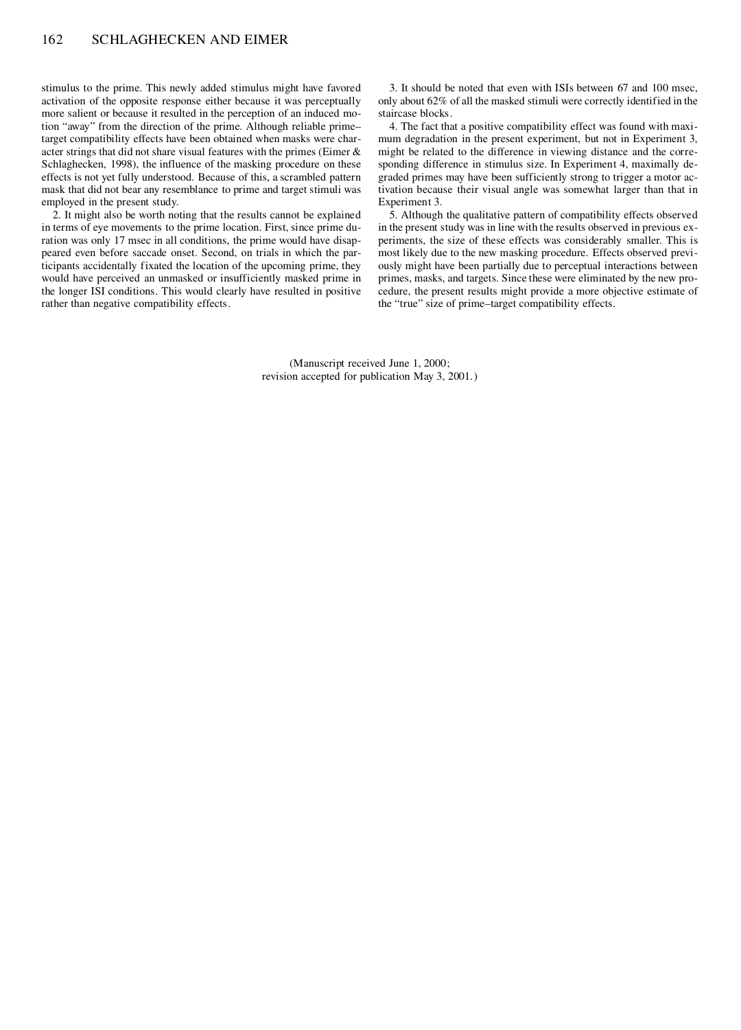stimulus to the prime. This newly added stimulus might have favored activation of the opposite response either because it was perceptually more salient or because it resulted in the perception of an induced motion "away" from the direction of the prime. Although reliable prime–target compatibility effects have been obtained when masks were character strings that did not share visual features with the primes (Eimer & Schlaghecken, 1998), the influence of the masking procedure on these effects is not yet fully understood. Because of this, a scrambled pattern mask that did not bear any resemblance to prime and target stimuli was employed in the present study.

2. It might also be worth noting that the results cannot be explained in terms of eye movements to the prime location. First, since prime duration was only 17 msec in all conditions, the prime would have disappeared even before saccade onset. Second, on trials in which the participants accidentally fixated the location of the upcoming prime, they would have perceived an unmasked or insufficiently masked prime in the longer ISI conditions. This would clearly have resulted in positive rather than negative compatibility effects.

3. It should be noted that even with ISIs between 67 and 100 msec, only about 62% of all the masked stimuli were correctly identified in the staircase blocks.

4. The fact that a positive compatibility effect was found with maximum degradation in the present experiment, but not in Experiment 3, might be related to the difference in viewing distance and the corresponding difference in stimulus size. In Experiment 4, maximally degraded primes may have been sufficiently strong to trigger a motor activation because their visual angle was somewhat larger than that in Experiment 3.

5. Although the qualitative pattern of compatibility effects observed in the present study was in line with the results observed in previous experiments, the size of these effects was considerably smaller. This is most likely due to the new masking procedure. Effects observed previously might have been partially due to perceptual interactions between primes, masks, and targets. Since these were eliminated by the new procedure, the present results might provide a more objective estimate of the "true" size of prime–target compatibility effects.

(Manuscript received June 1, 2000;
revision accepted for publication May 3, 2001.)